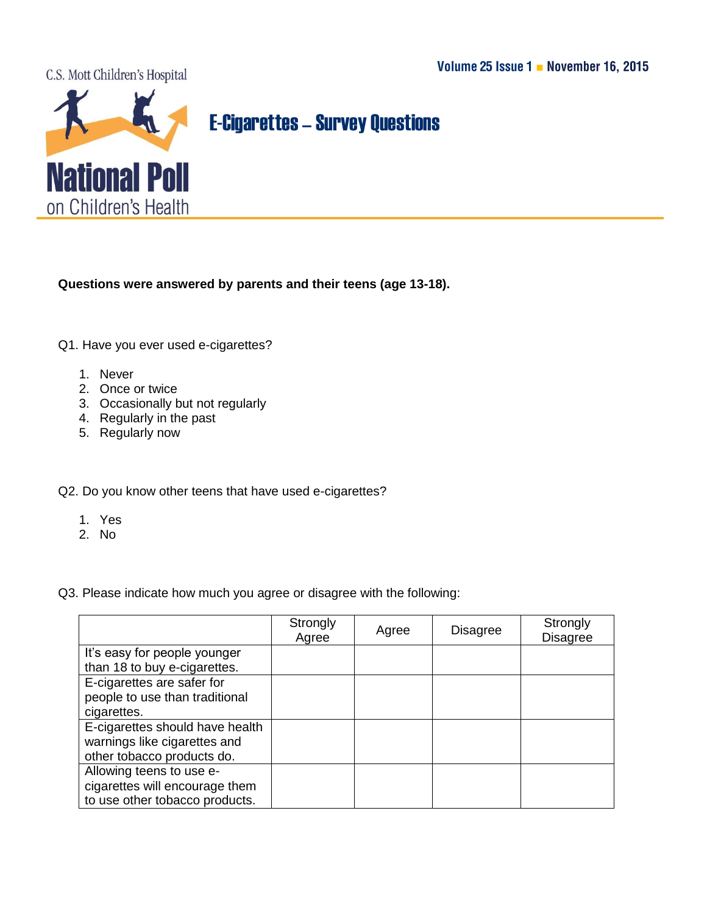C.S. Mott Children's Hospital

**National Poll on Children's Health**

Volume 25 Issue 1 ■ November 16, 2015

# E-Cigarettes – Survey Questions

**Questions were answered by parents and their teens (age 13-18).**

Q1. Have you ever used e-cigarettes?

1. Never
2. Once or twice
3. Occasionally but not regularly
4. Regularly in the past
5. Regularly now

Q2. Do you know other teens that have used e-cigarettes?

1. Yes
2. No

Q3. Please indicate how much you agree or disagree with the following:

| | Strongly Agree | Agree | Disagree | Strongly Disagree |
|---|---|---|---|---|
| It's easy for people younger than 18 to buy e-cigarettes. | | | | |
| E-cigarettes are safer for people to use than traditional cigarettes. | | | | |
| E-cigarettes should have health warnings like cigarettes and other tobacco products do. | | | | |
| Allowing teens to use e-cigarettes will encourage them to use other tobacco products. | | | | |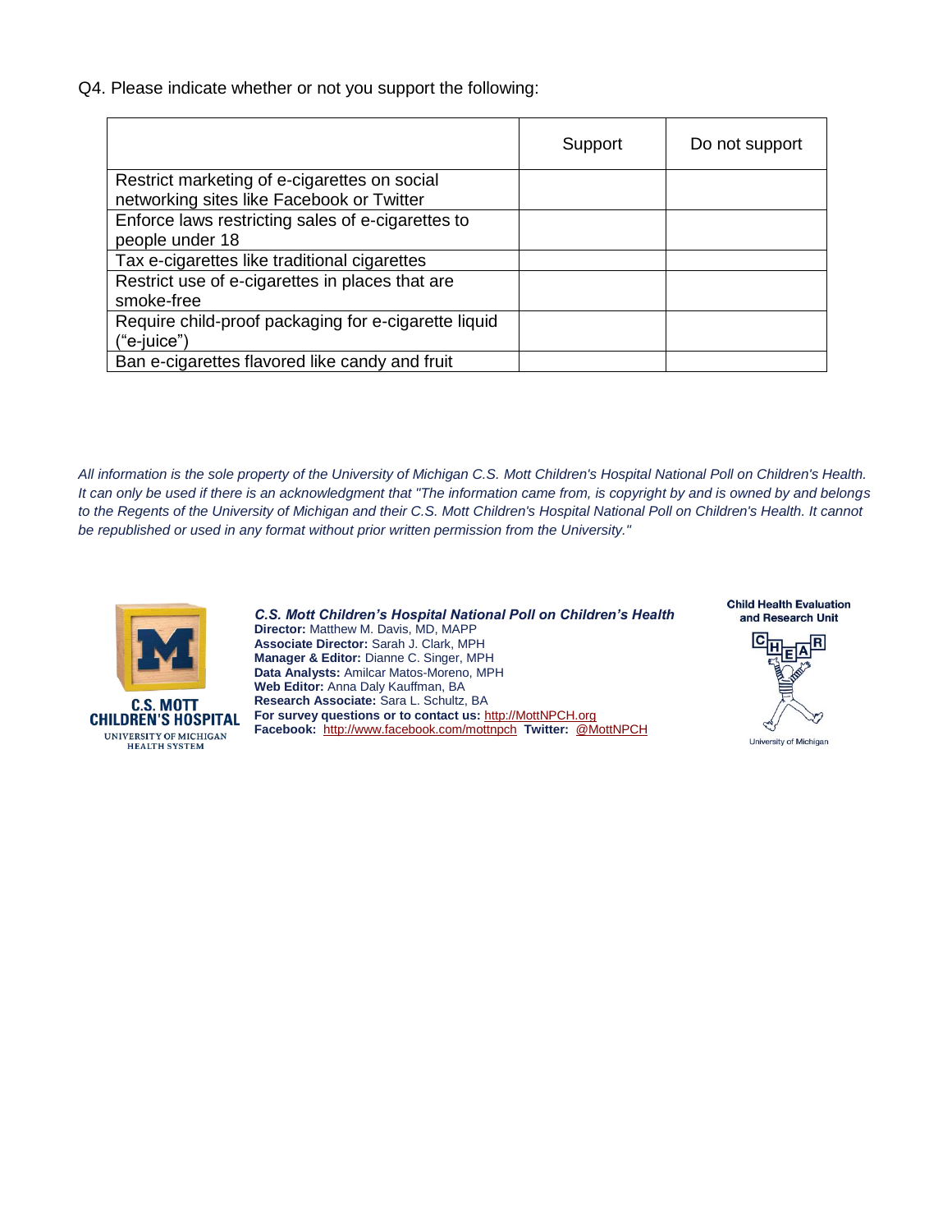Q4. Please indicate whether or not you support the following:

| | Support | Do not support |
|---|---|---|
| Restrict marketing of e-cigarettes on social networking sites like Facebook or Twitter | | |
| Enforce laws restricting sales of e-cigarettes to people under 18 | | |
| Tax e-cigarettes like traditional cigarettes | | |
| Restrict use of e-cigarettes in places that are smoke-free | | |
| Require child-proof packaging for e-cigarette liquid ("e-juice") | | |
| Ban e-cigarettes flavored like candy and fruit | | |

*All information is the sole property of the University of Michigan C.S. Mott Children's Hospital National Poll on Children's Health. It can only be used if there is an acknowledgment that "The information came from, is copyright by and is owned by and belongs to the Regents of the University of Michigan and their C.S. Mott Children's Hospital National Poll on Children's Health. It cannot be republished or used in any format without prior written permission from the University."*

C.S. MOTT CHILDREN'S HOSPITAL
UNIVERSITY OF MICHIGAN HEALTH SYSTEM

***C.S. Mott Children's Hospital National Poll on Children's Health***
**Director:** Matthew M. Davis, MD, MAPP
**Associate Director:** Sarah J. Clark, MPH
**Manager & Editor:** Dianne C. Singer, MPH
**Data Analysts:** Amilcar Matos-Moreno, MPH
**Web Editor:** Anna Daly Kauffman, BA
**Research Associate:** Sara L. Schultz, BA
**For survey questions or to contact us:** http://MottNPCH.org
**Facebook:** http://www.facebook.com/mottnpch **Twitter:** @MottNPCH

**Child Health Evaluation and Research Unit**
CHEAR
University of Michigan